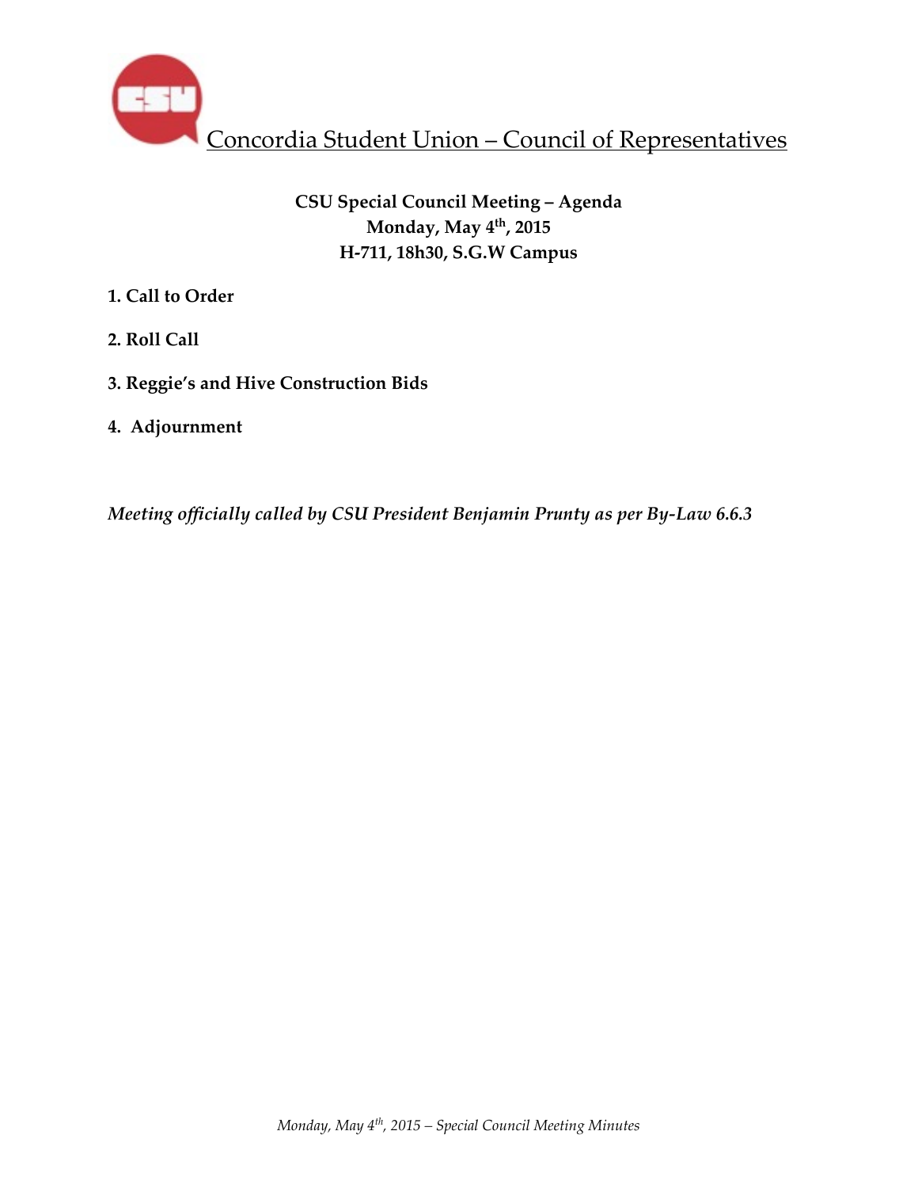# Concordia Student Union – Council of Representatives

**CSU Special Council Meeting – Agenda**
**Monday, May 4th, 2015**
**H-711, 18h30, S.G.W Campus**

**1. Call to Order**

**2. Roll Call**

**3. Reggie's and Hive Construction Bids**

**4. Adjournment**

***Meeting officially called by CSU President Benjamin Prunty as per By-Law 6.6.3***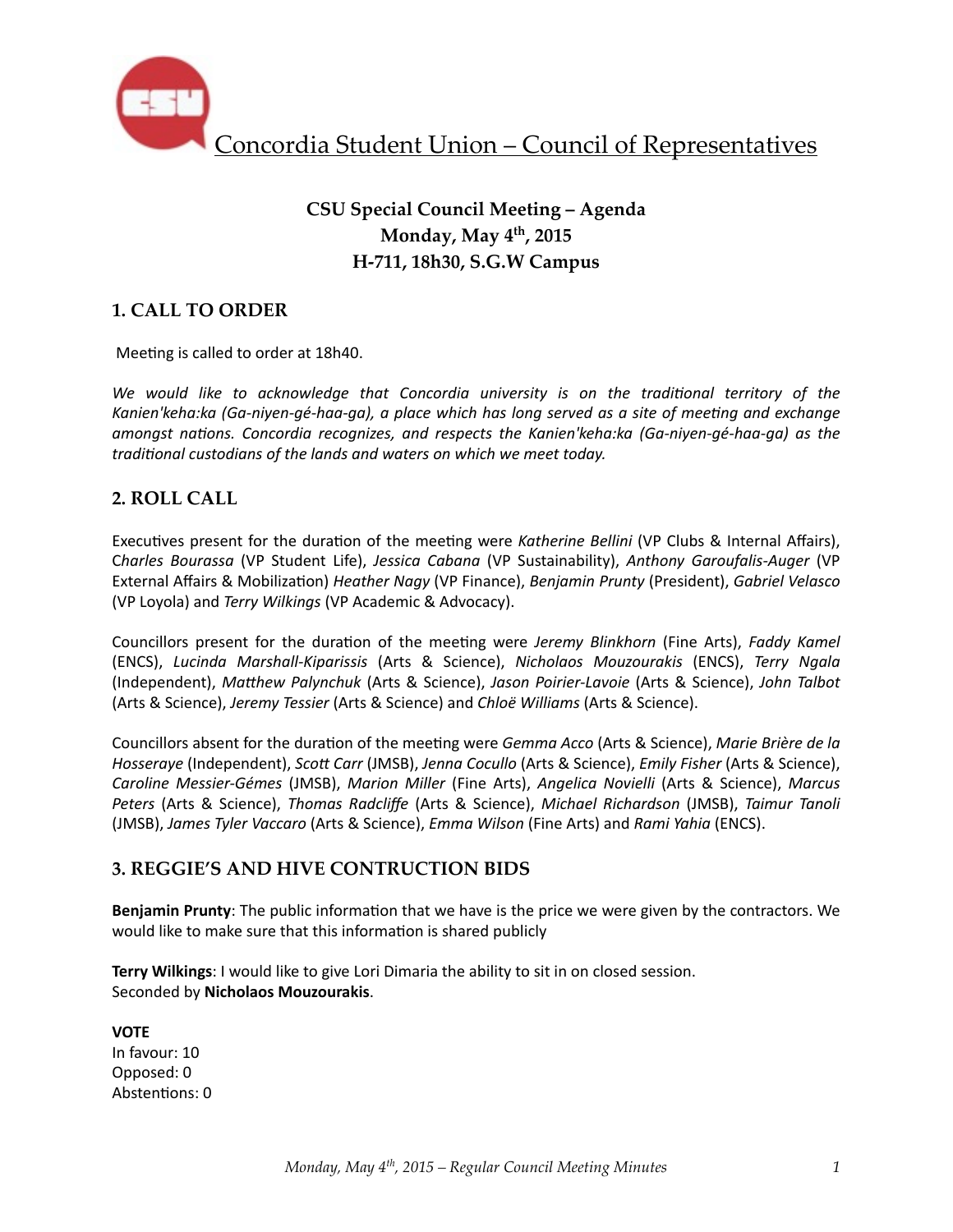Concordia Student Union – Council of Representatives

**CSU Special Council Meeting – Agenda**
**Monday, May 4th, 2015**
**H-711, 18h30, S.G.W Campus**

## 1. CALL TO ORDER

Meeting is called to order at 18h40.

*We would like to acknowledge that Concordia university is on the traditional territory of the Kanien'keha:ka (Ga-niyen-gé-haa-ga), a place which has long served as a site of meeting and exchange amongst nations. Concordia recognizes, and respects the Kanien'keha:ka (Ga-niyen-gé-haa-ga) as the traditional custodians of the lands and waters on which we meet today.*

## 2. ROLL CALL

Executives present for the duration of the meeting were *Katherine Bellini* (VP Clubs & Internal Affairs), C*harles Bourassa* (VP Student Life), *Jessica Cabana* (VP Sustainability), *Anthony Garoufalis-Auger* (VP External Affairs & Mobilization) *Heather Nagy* (VP Finance), *Benjamin Prunty* (President), *Gabriel Velasco* (VP Loyola) and *Terry Wilkings* (VP Academic & Advocacy).

Councillors present for the duration of the meeting were *Jeremy Blinkhorn* (Fine Arts), *Faddy Kamel* (ENCS), *Lucinda Marshall-Kiparissis* (Arts & Science), *Nicholaos Mouzourakis* (ENCS), *Terry Ngala* (Independent), *Matthew Palynchuk* (Arts & Science), *Jason Poirier-Lavoie* (Arts & Science), *John Talbot* (Arts & Science), *Jeremy Tessier* (Arts & Science) and *Chloë Williams* (Arts & Science).

Councillors absent for the duration of the meeting were *Gemma Acco* (Arts & Science), *Marie Brière de la Hosseraye* (Independent), *Scott Carr* (JMSB), *Jenna Cocullo* (Arts & Science), *Emily Fisher* (Arts & Science), *Caroline Messier-Gémes* (JMSB), *Marion Miller* (Fine Arts), *Angelica Novielli* (Arts & Science), *Marcus Peters* (Arts & Science), *Thomas Radcliffe* (Arts & Science), *Michael Richardson* (JMSB), *Taimur Tanoli* (JMSB), *James Tyler Vaccaro* (Arts & Science), *Emma Wilson* (Fine Arts) and *Rami Yahia* (ENCS).

## 3. REGGIE'S AND HIVE CONTRUCTION BIDS

**Benjamin Prunty**: The public information that we have is the price we were given by the contractors. We would like to make sure that this information is shared publicly

**Terry Wilkings**: I would like to give Lori Dimaria the ability to sit in on closed session.
Seconded by **Nicholaos Mouzourakis**.

**VOTE**
In favour: 10
Opposed: 0
Abstentions: 0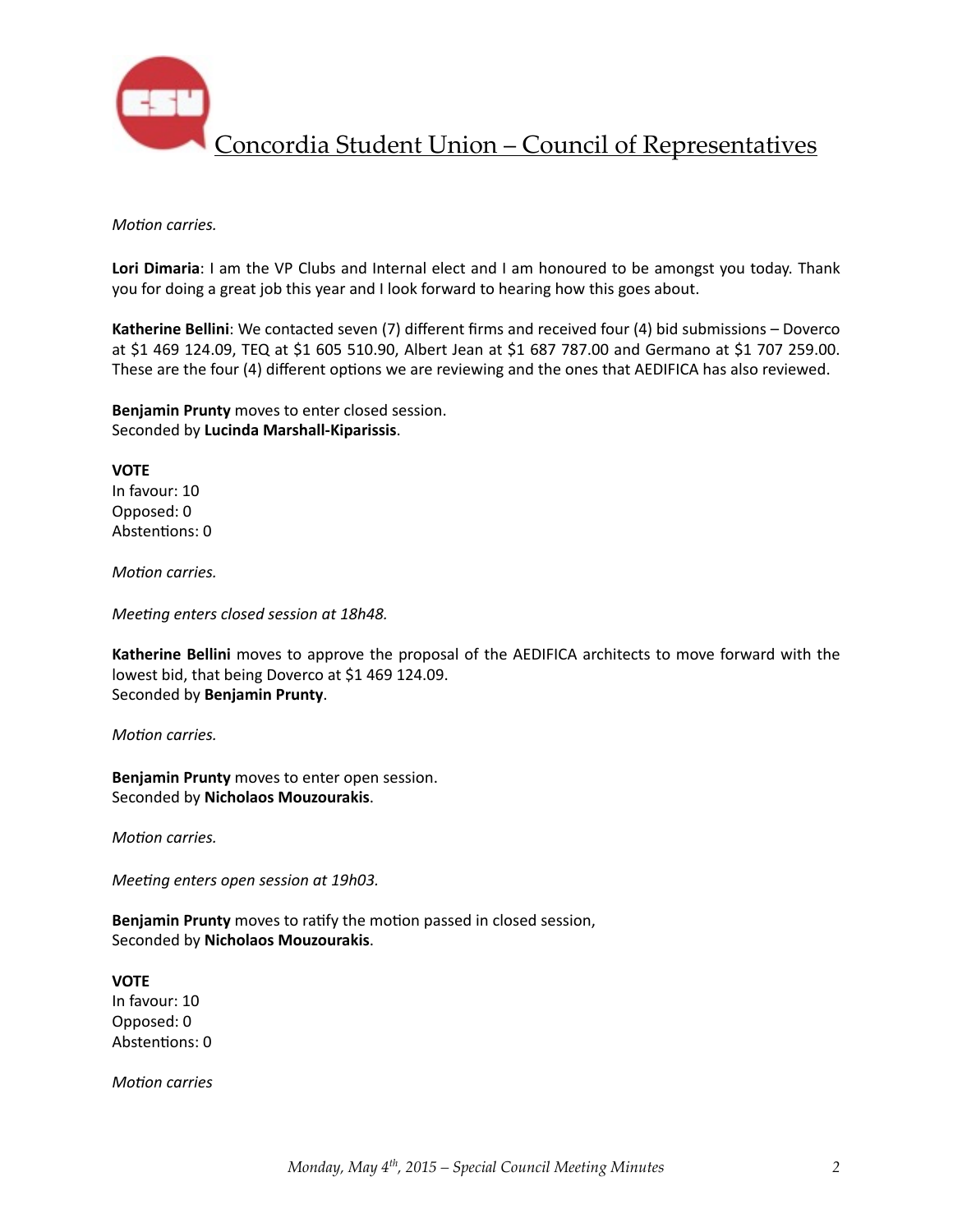*Motion carries.*

**Lori Dimaria**: I am the VP Clubs and Internal elect and I am honoured to be amongst you today. Thank you for doing a great job this year and I look forward to hearing how this goes about.

**Katherine Bellini**: We contacted seven (7) different firms and received four (4) bid submissions – Doverco at $1 469 124.09, TEQ at $1 605 510.90, Albert Jean at $1 687 787.00 and Germano at $1 707 259.00. These are the four (4) different options we are reviewing and the ones that AEDIFICA has also reviewed.

**Benjamin Prunty** moves to enter closed session.
Seconded by **Lucinda Marshall-Kiparissis**.

**VOTE**
In favour: 10
Opposed: 0
Abstentions: 0

*Motion carries.*

*Meeting enters closed session at 18h48.*

**Katherine Bellini** moves to approve the proposal of the AEDIFICA architects to move forward with the lowest bid, that being Doverco at $1 469 124.09.
Seconded by **Benjamin Prunty**.

*Motion carries.*

**Benjamin Prunty** moves to enter open session.
Seconded by **Nicholaos Mouzourakis**.

*Motion carries.*

*Meeting enters open session at 19h03.*

**Benjamin Prunty** moves to ratify the motion passed in closed session,
Seconded by **Nicholaos Mouzourakis**.

**VOTE**
In favour: 10
Opposed: 0
Abstentions: 0

*Motion carries*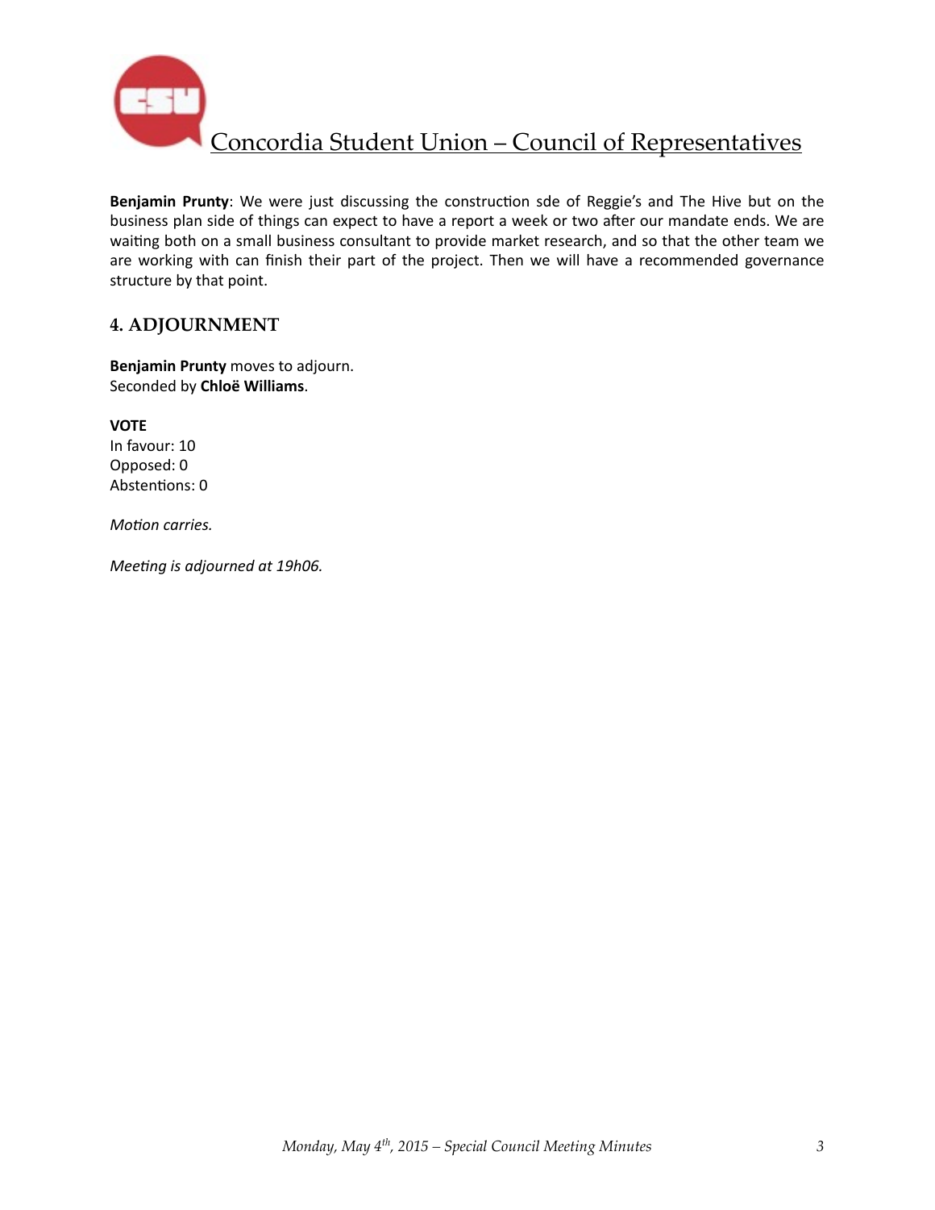**Benjamin Prunty**: We were just discussing the construction sde of Reggie's and The Hive but on the business plan side of things can expect to have a report a week or two after our mandate ends. We are waiting both on a small business consultant to provide market research, and so that the other team we are working with can finish their part of the project. Then we will have a recommended governance structure by that point.

## 4. ADJOURNMENT

**Benjamin Prunty** moves to adjourn.
Seconded by **Chloë Williams**.

**VOTE**
In favour: 10
Opposed: 0
Abstentions: 0

*Motion carries.*

*Meeting is adjourned at 19h06.*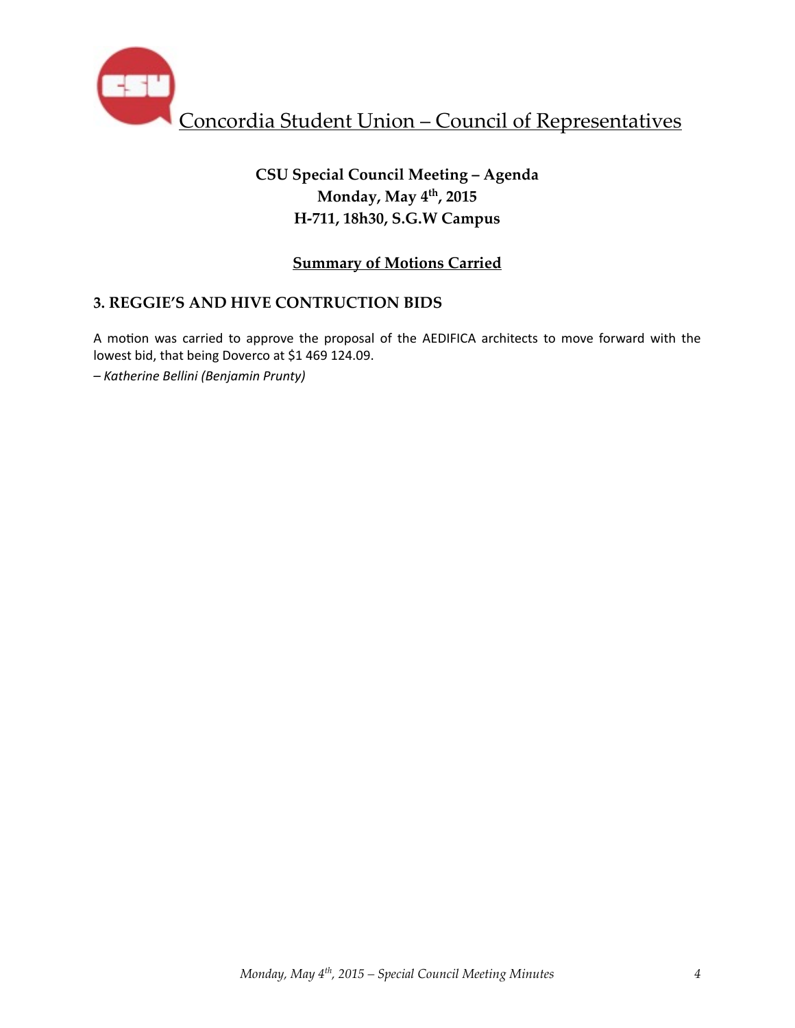Concordia Student Union – Council of Representatives

**CSU Special Council Meeting – Agenda**
**Monday, May 4th, 2015**
**H-711, 18h30, S.G.W Campus**

## Summary of Motions Carried

### 3. REGGIE'S AND HIVE CONTRUCTION BIDS

A motion was carried to approve the proposal of the AEDIFICA architects to move forward with the lowest bid, that being Doverco at $1 469 124.09.

*– Katherine Bellini (Benjamin Prunty)*